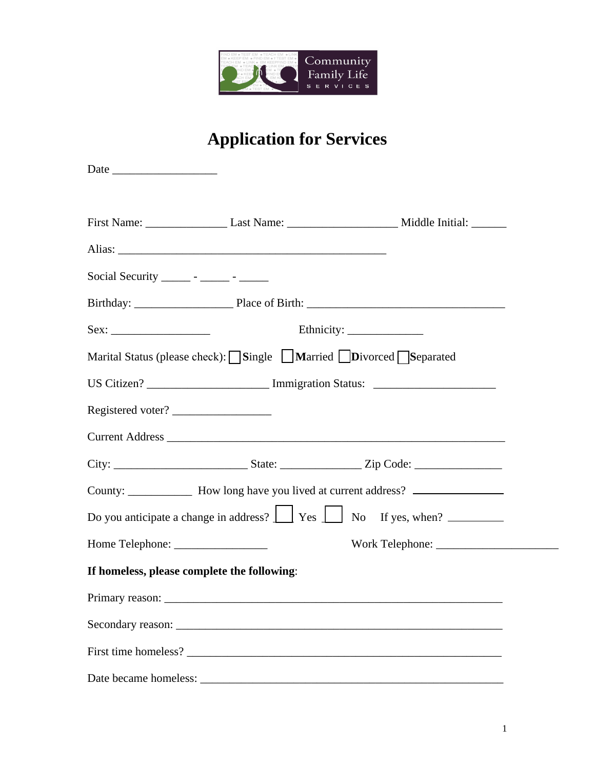Community Family Life Services

# Application for Services

Date ___________________

First Name: ______________ Last Name: ___________________ Middle Initial: ______

Alias: ________________________________________________

Social Security _____ - _____ - _____

Birthday: _________________ Place of Birth: ___________________________________

Sex: _________________ Ethnicity: _____________

Marital Status (please check): ☐ **S**ingle ☐ **M**arried ☐ **D**ivorced ☐ **S**eparated

US Citizen? _____________________ Immigration Status: _____________________

Registered voter? _________________

Current Address ___________________________________________________________

City: _______________________ State: ______________ Zip Code: _______________

County: ___________ How long have you lived at current address? ________________

Do you anticipate a change in address? ☐ Yes ☐ No If yes, when? __________

Home Telephone: ________________ Work Telephone: _____________________

**If homeless, please complete the following**:

Primary reason: __________________________________________________________

Secondary reason: ________________________________________________________

First time homeless? ______________________________________________________

Date became homeless: ____________________________________________________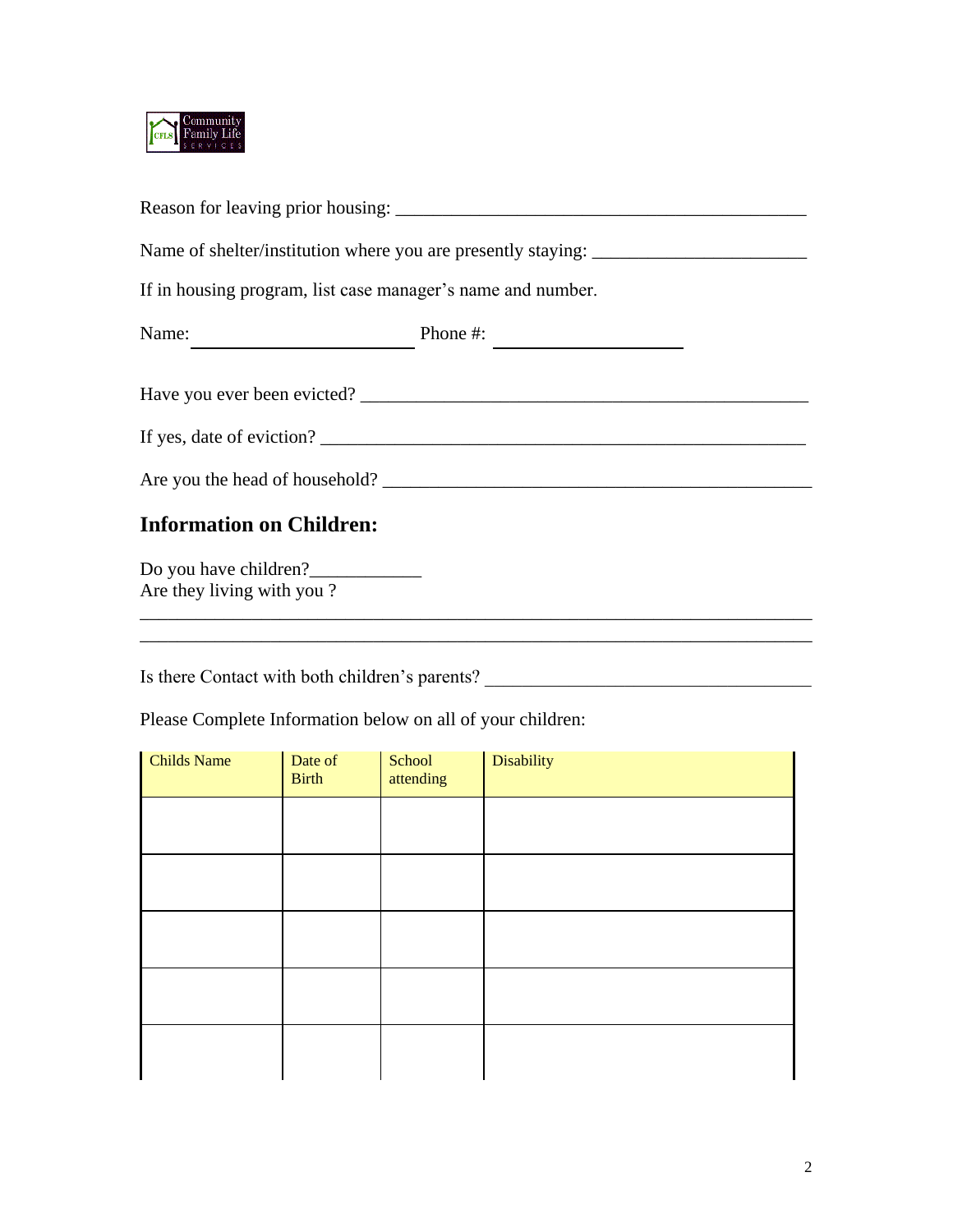Reason for leaving prior housing: ___________________________________________

Name of shelter/institution where you are presently staying: _______________________

If in housing program, list case manager's name and number.

Name: _______________________ Phone #: ____________________

Have you ever been evicted? _________________________________________________

If yes, date of eviction? ____________________________________________________

Are you the head of household? _______________________________________________

## Information on Children:

Do you have children?____________

Are they living with you ?

__________________________________________________________________________

__________________________________________________________________________

Is there Contact with both children's parents? ___________________________________

Please Complete Information below on all of your children:

| Childs Name | Date of Birth | School attending | Disability |
|---|---|---|---|
| | | | |
| | | | |
| | | | |
| | | | |
| | | | |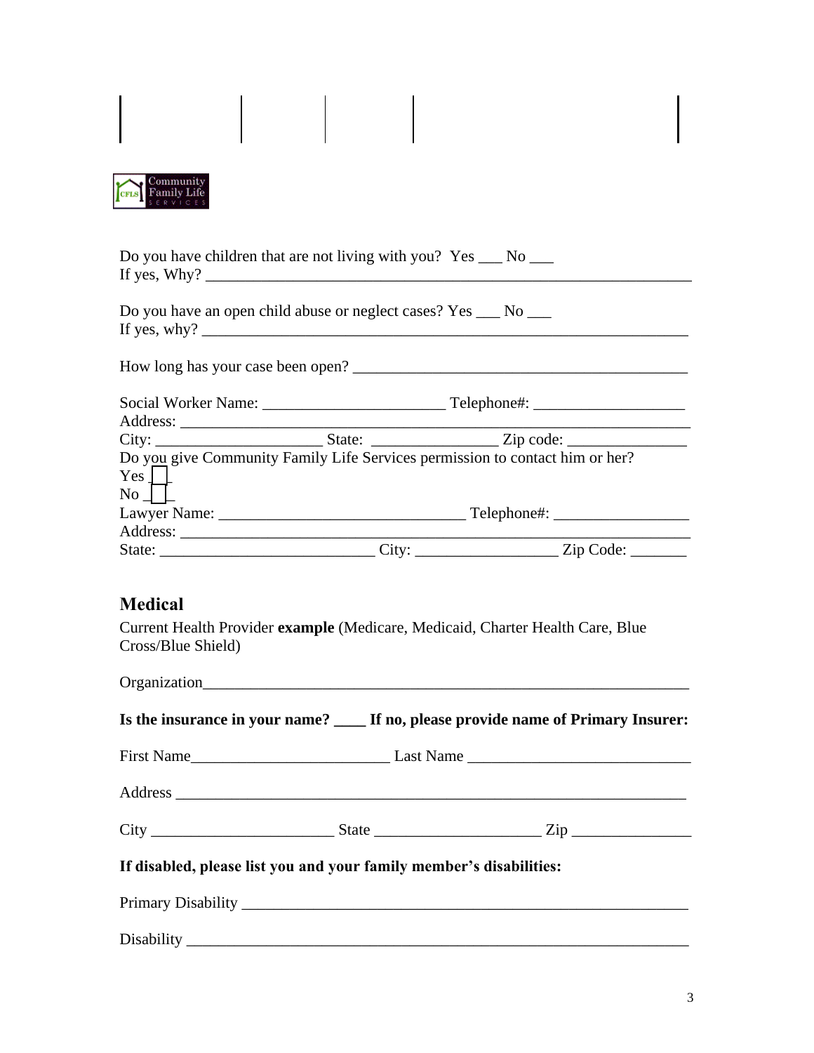Do you have children that are not living with you? Yes ___ No ___
If yes, Why? ________________________________________________________________

Do you have an open child abuse or neglect cases? Yes ___ No ___
If yes, why? ________________________________________________________________

How long has your case been open? ___________________________________________

Social Worker Name: _______________________ Telephone#: ___________________
Address: ___________________________________________________________________
City: _____________________ State: ________________ Zip code: _______________
Do you give Community Family Life Services permission to contact him or her?
Yes ☐
No ☐
Lawyer Name: ______________________________ Telephone#: _________________
Address: ___________________________________________________________________
State: ___________________________ City: __________________ Zip Code: _______

## Medical

Current Health Provider **example** (Medicare, Medicaid, Charter Health Care, Blue Cross/Blue Shield)

Organization_______________________________________________________________

**Is the insurance in your name? ____ If no, please provide name of Primary Insurer:**

First Name_________________________ Last Name ____________________________

Address ___________________________________________________________________

City _______________________ State _____________________ Zip _______________

**If disabled, please list you and your family member's disabilities:**

Primary Disability __________________________________________________________

Disability _________________________________________________________________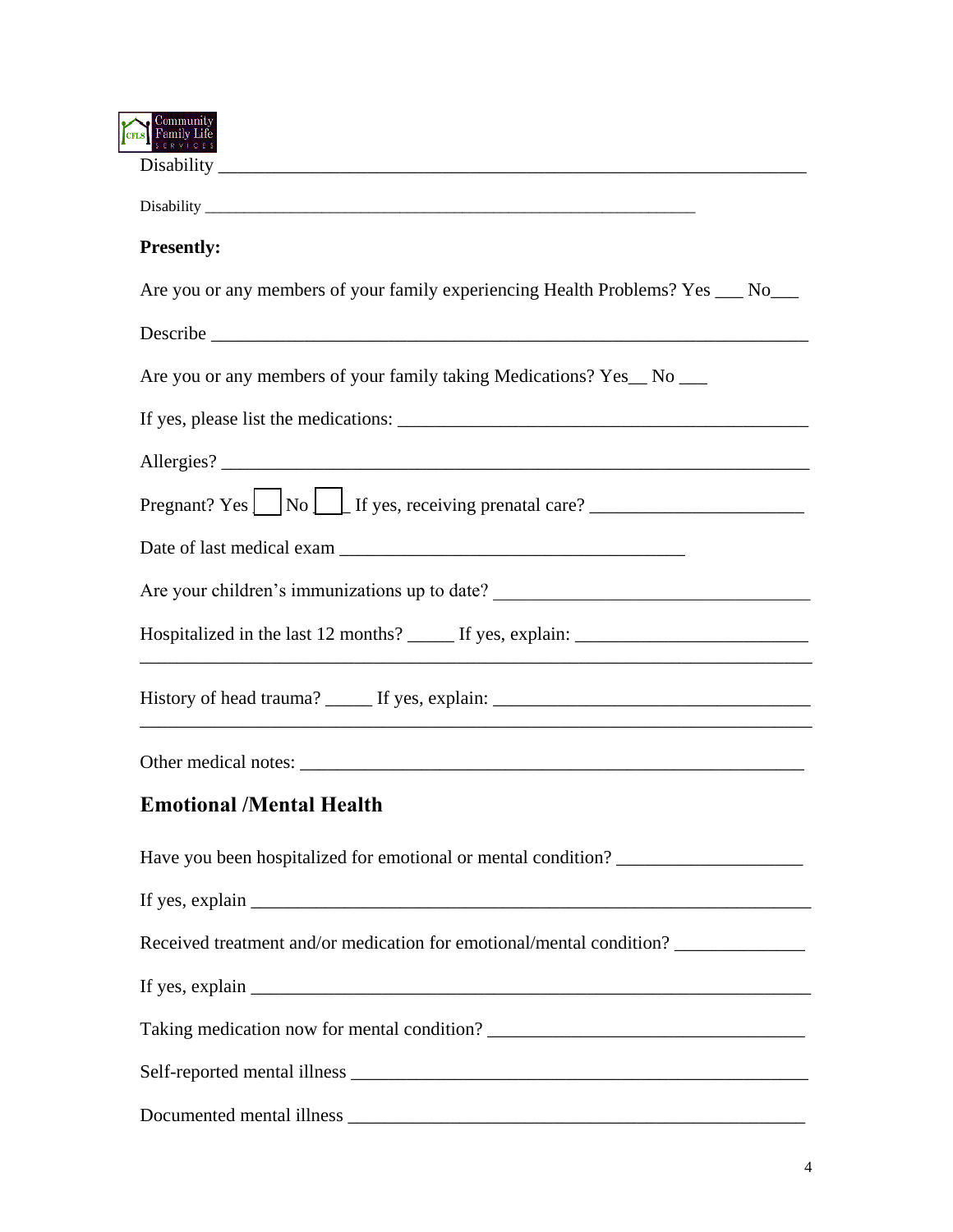Disability ___________________________________________________________________

Disability ___________________________________________________________________

**Presently:**

Are you or any members of your family experiencing Health Problems? Yes ___ No___

Describe ___________________________________________________________________

Are you or any members of your family taking Medications? Yes__ No ___

If yes, please list the medications: _____________________________________________

Allergies? __________________________________________________________________

Pregnant? Yes ☐ No ☐ If yes, receiving prenatal care? ________________________

Date of last medical exam _____________________________________

Are your children's immunizations up to date? ___________________________________

Hospitalized in the last 12 months? _____ If yes, explain: _________________________

___________________________________________________________________________

History of head trauma? _____ If yes, explain: __________________________________

___________________________________________________________________________

Other medical notes: _________________________________________________________

## Emotional /Mental Health

Have you been hospitalized for emotional or mental condition? ____________________

If yes, explain ______________________________________________________________

Received treatment and/or medication for emotional/mental condition? ______________

If yes, explain ______________________________________________________________

Taking medication now for mental condition? ___________________________________

Self-reported mental illness ___________________________________________________

Documented mental illness ____________________________________________________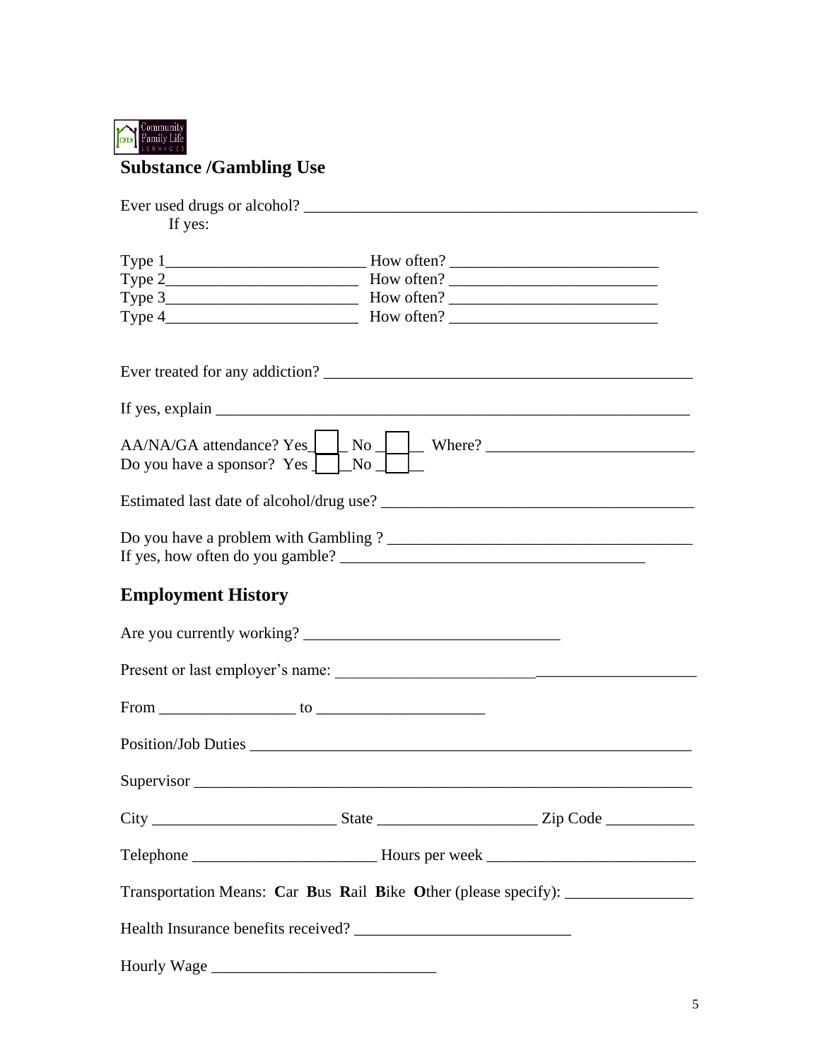Community Family Life Services

## Substance /Gambling Use

Ever used drugs or alcohol? ____________________________________________________

If yes:

Type 1________________________ How often? ________________________

Type 2________________________ How often? ________________________

Type 3________________________ How often? ________________________

Type 4________________________ How often? ________________________

Ever treated for any addiction? ____________________________________________

If yes, explain ______________________________________________________________

AA/NA/GA attendance? Yes___ No ___ Where? ________________________

Do you have a sponsor? Yes ___No ___

Estimated last date of alcohol/drug use? ____________________________________

Do you have a problem with Gambling ? ____________________________________

If yes, how often do you gamble? __________________________________

## Employment History

Are you currently working? ______________________________

Present or last employer's name: __________________________________________

From ________________ to ____________________

Position/Job Duties ___________________________________________________

Supervisor ___________________________________________________________

City _____________________ State __________________ Zip Code __________

Telephone _____________________ Hours per week _______________________

Transportation Means: **C**ar **B**us **R**ail **B**ike **O**ther (please specify): _______________

Health Insurance benefits received? ________________________

Hourly Wage _________________________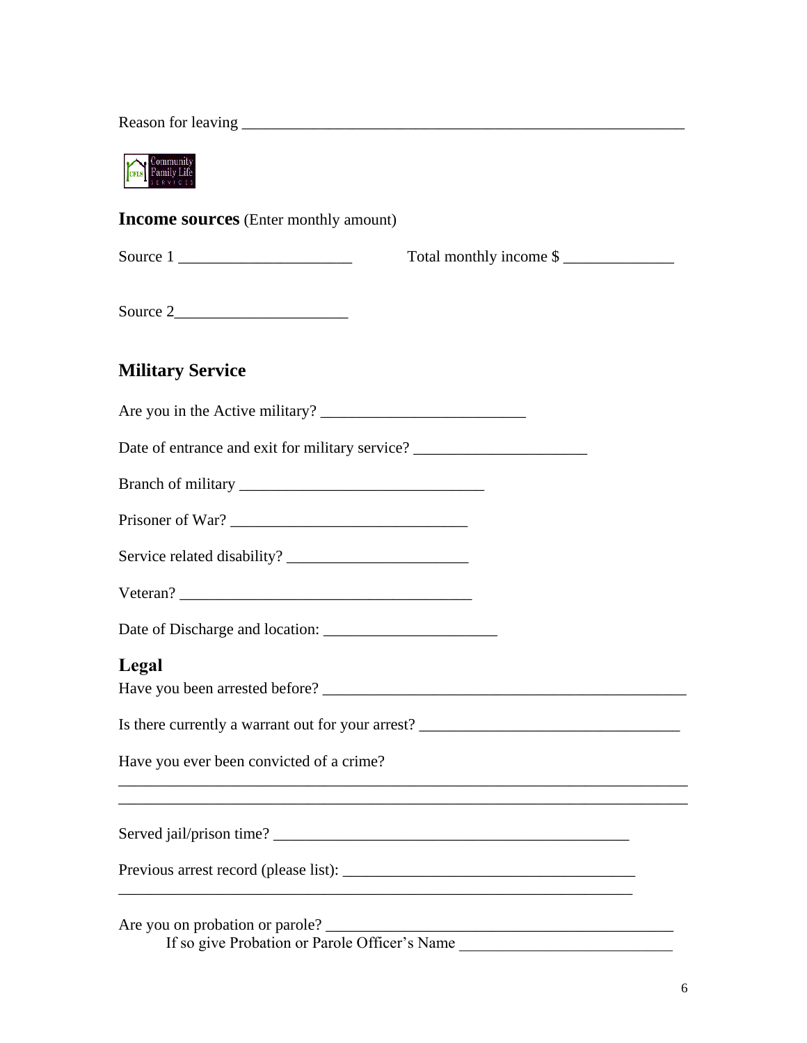Reason for leaving ___________________________________________________________

## **Income sources** (Enter monthly amount)

Source 1 ______________________     Total monthly income $ ______________

Source 2______________________

## Military Service

Are you in the Active military? _________________________

Date of entrance and exit for military service? ______________________

Branch of military _______________________________

Prisoner of War? ______________________________

Service related disability? _______________________

Veteran? _____________________________________

Date of Discharge and location: ______________________

## Legal

Have you been arrested before? _______________________________________________

Is there currently a warrant out for your arrest? _________________________________

Have you ever been convicted of a crime?

_________________________________________________________________________

_________________________________________________________________________

Served jail/prison time? _____________________________________________

Previous arrest record (please list): ____________________________________

_________________________________________________________________

Are you on probation or parole? ____________________________________________

If so give Probation or Parole Officer's Name __________________________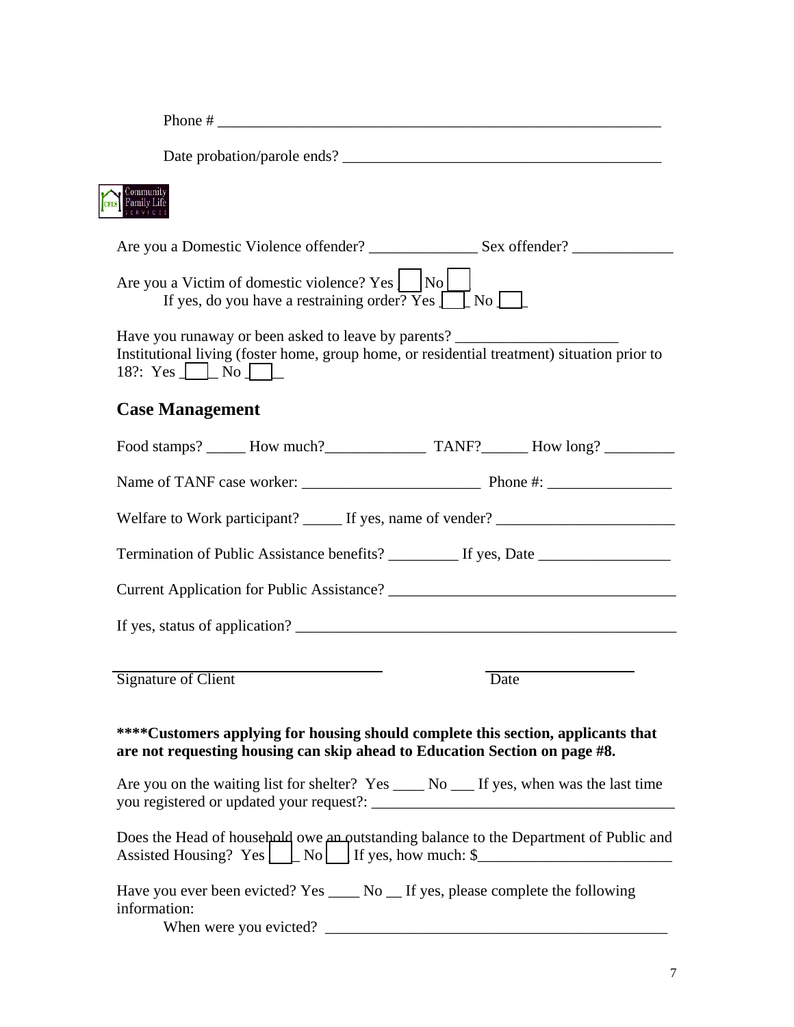Phone # ___________________________________________________________

Date probation/parole ends? ___________________________________________

Are you a Domestic Violence offender? ______________ Sex offender? _____________

Are you a Victim of domestic violence? Yes [ ] No [ ]
If yes, do you have a restraining order? Yes [ ] No [ ]

Have you runaway or been asked to leave by parents? _____________________
Institutional living (foster home, group home, or residential treatment) situation prior to 18?: Yes [ ] No [ ]

## Case Management

Food stamps? _____ How much?_____________ TANF?______ How long? _________

Name of TANF case worker: ______________________ Phone #: ________________

Welfare to Work participant? _____ If yes, name of vender? _______________________

Termination of Public Assistance benefits? _________ If yes, Date _________________

Current Application for Public Assistance? _____________________________________

If yes, status of application? _________________________________________________

Signature of Client ____________________ Date ____________

**\*\*\*\*Customers applying for housing should complete this section, applicants that are not requesting housing can skip ahead to Education Section on page #8.**

Are you on the waiting list for shelter? Yes ____ No ___ If yes, when was the last time you registered or updated your request?: ________________________________________

Does the Head of household owe an outstanding balance to the Department of Public and Assisted Housing? Yes [ ] No [ ] If yes, how much: $_________________________

Have you ever been evicted? Yes ____ No __ If yes, please complete the following information:

When were you evicted? ______________________________________________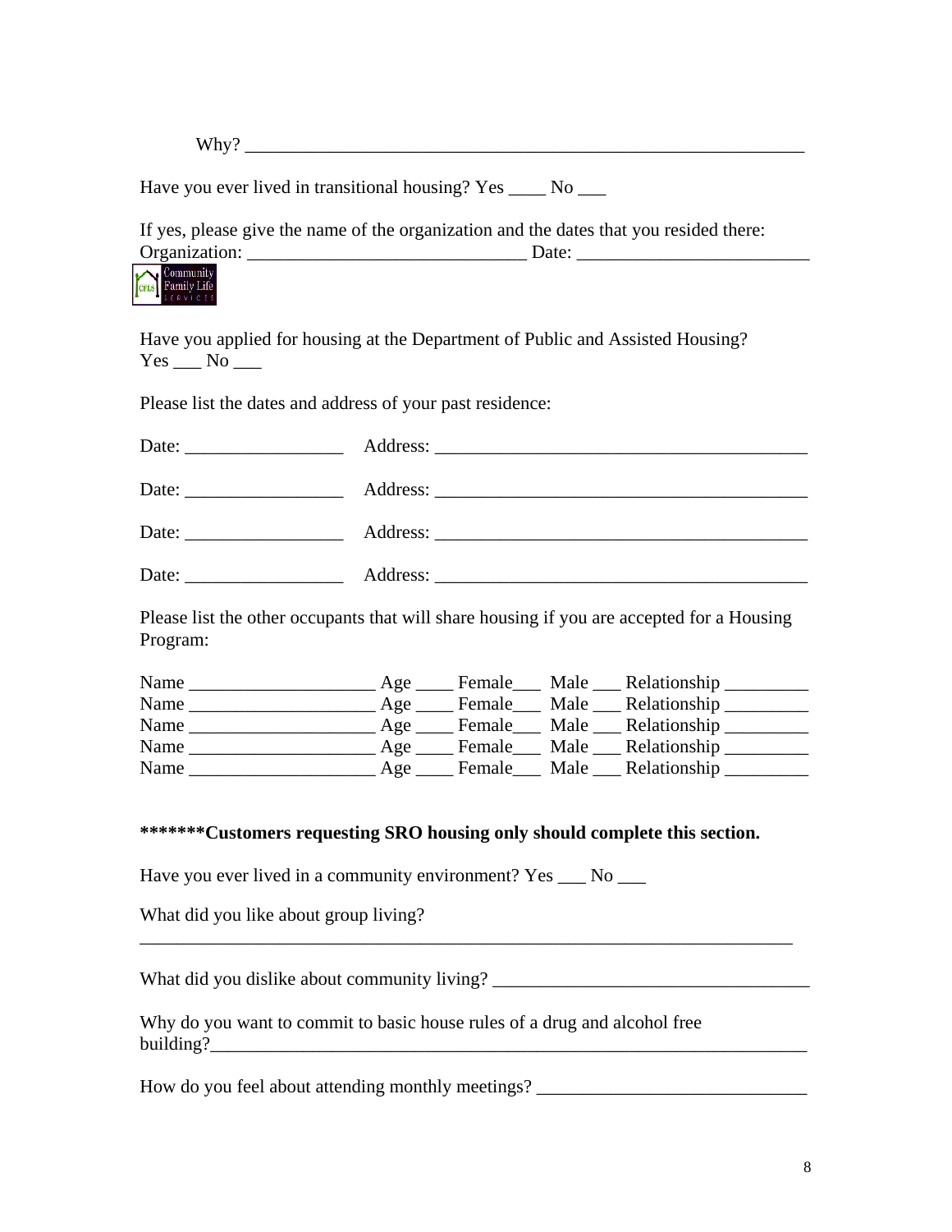Why? ___________________________________________________________

Have you ever lived in transitional housing? Yes ____ No ___

If yes, please give the name of the organization and the dates that you resided there:
Organization: ______________________________ Date: ________________________

Have you applied for housing at the Department of Public and Assisted Housing?
Yes ___ No ___

Please list the dates and address of your past residence:

Date: _________________ Address: ________________________________________

Date: _________________ Address: ________________________________________

Date: _________________ Address: ________________________________________

Date: _________________ Address: ________________________________________

Please list the other occupants that will share housing if you are accepted for a Housing Program:

Name ____________________ Age ____ Female___ Male ___ Relationship _________
Name ____________________ Age ____ Female___ Male ___ Relationship _________
Name ____________________ Age ____ Female___ Male ___ Relationship _________
Name ____________________ Age ____ Female___ Male ___ Relationship _________
Name ____________________ Age ____ Female___ Male ___ Relationship _________

**\*\*\*\*\*\*\*Customers requesting SRO housing only should complete this section.**

Have you ever lived in a community environment? Yes ___ No ___

What did you like about group living?
________________________________________________________________________

What did you dislike about community living? __________________________________

Why do you want to commit to basic house rules of a drug and alcohol free building?_____________________________________________________________

How do you feel about attending monthly meetings? _____________________________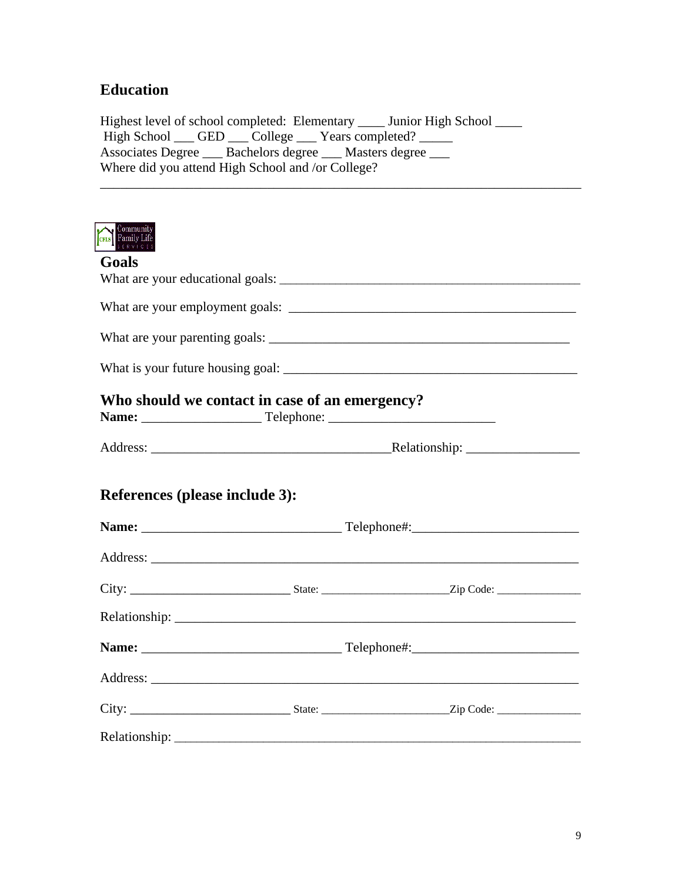## Education

Highest level of school completed: Elementary ____ Junior High School ____
High School ___ GED ___ College ___ Years completed? _____
Associates Degree ___ Bachelors degree ___ Masters degree ___
Where did you attend High School and /or College?

_______________________________________________________________________

## Goals

What are your educational goals: _______________________________________________

What are your employment goals: ____________________________________________

What are your parenting goals: ______________________________________________

What is your future housing goal: ___________________________________________

## Who should we contact in case of an emergency?

**Name:** __________________ Telephone: ________________________

Address: _____________________________________Relationship: ________________

## References (please include 3):

**Name:** ______________________________ Telephone#:________________________

Address: _________________________________________________________________

City: ________________________ State: ______________________Zip Code: ______________

Relationship: ______________________________________________________________

**Name:** ______________________________ Telephone#:________________________

Address: _________________________________________________________________

City: ________________________ State: ______________________Zip Code: ______________

Relationship: ______________________________________________________________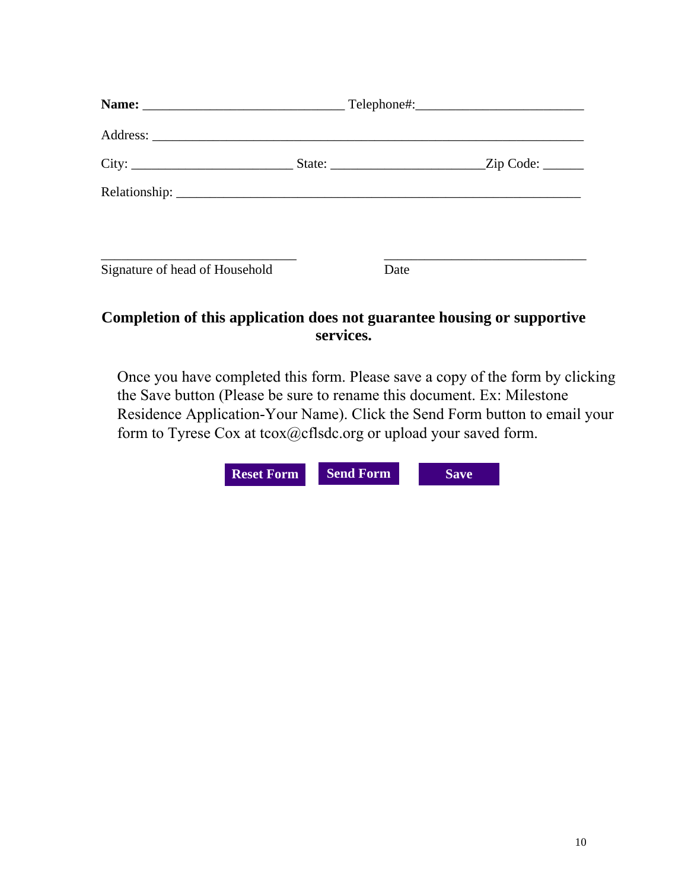**Name:** ______________________________ Telephone#:_________________________

Address: _________________________________________________________________

City: ________________________ State: _______________________Zip Code: ______

Relationship: ____________________________________________________________

_____________________________ _____________________________

Signature of head of Household Date

**Completion of this application does not guarantee housing or supportive services.**

Once you have completed this form. Please save a copy of the form by clicking the Save button (Please be sure to rename this document. Ex: Milestone Residence Application-Your Name). Click the Send Form button to email your form to Tyrese Cox at tcox@cflsdc.org or upload your saved form.

**Reset Form** **Send Form** **Save**